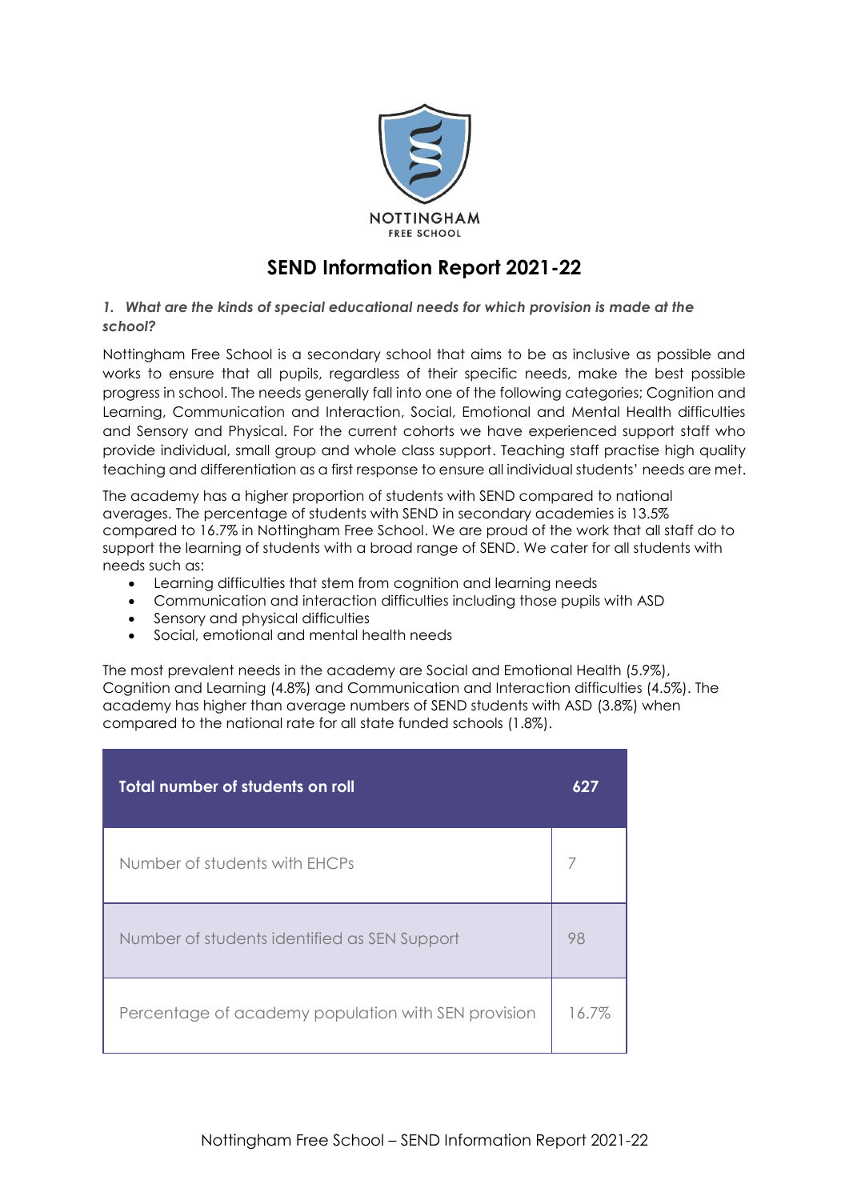NOTTINGHAM
FREE SCHOOL

# SEND Information Report 2021-22

***1. What are the kinds of special educational needs for which provision is made at the school?***

Nottingham Free School is a secondary school that aims to be as inclusive as possible and works to ensure that all pupils, regardless of their specific needs, make the best possible progress in school. The needs generally fall into one of the following categories; Cognition and Learning, Communication and Interaction, Social, Emotional and Mental Health difficulties and Sensory and Physical. For the current cohorts we have experienced support staff who provide individual, small group and whole class support. Teaching staff practise high quality teaching and differentiation as a first response to ensure all individual students' needs are met.

The academy has a higher proportion of students with SEND compared to national averages. The percentage of students with SEND in secondary academies is 13.5% compared to 16.7% in Nottingham Free School. We are proud of the work that all staff do to support the learning of students with a broad range of SEND. We cater for all students with needs such as:

- Learning difficulties that stem from cognition and learning needs
- Communication and interaction difficulties including those pupils with ASD
- Sensory and physical difficulties
- Social, emotional and mental health needs

The most prevalent needs in the academy are Social and Emotional Health (5.9%), Cognition and Learning (4.8%) and Communication and Interaction difficulties (4.5%). The academy has higher than average numbers of SEND students with ASD (3.8%) when compared to the national rate for all state funded schools (1.8%).

| Total number of students on roll | 627 |
|---|---|
| Number of students with EHCPs | 7 |
| Number of students identified as SEN Support | 98 |
| Percentage of academy population with SEN provision | 16.7% |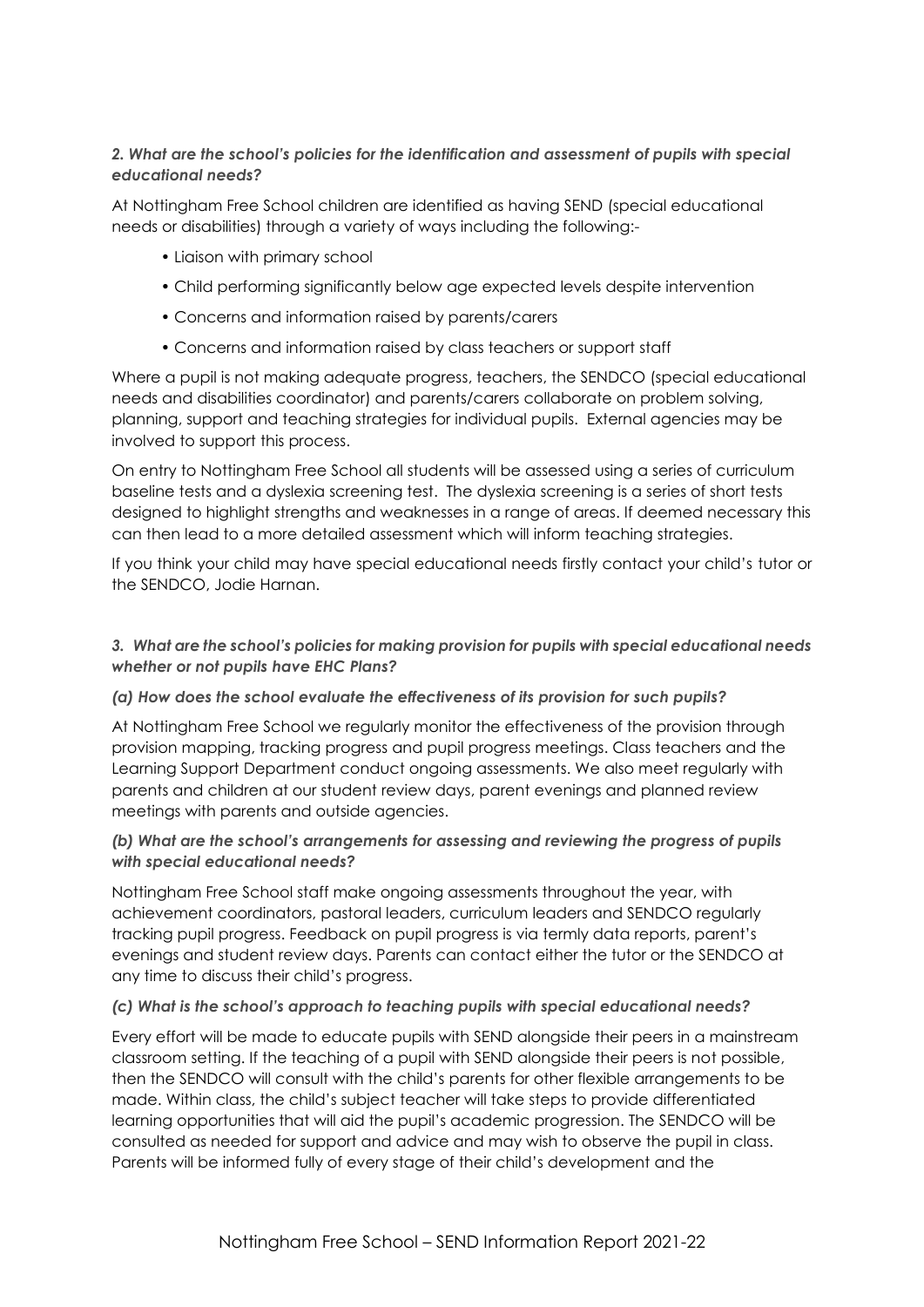### *2. What are the school's policies for the identification and assessment of pupils with special educational needs?*

At Nottingham Free School children are identified as having SEND (special educational needs or disabilities) through a variety of ways including the following:-

- Liaison with primary school
- Child performing significantly below age expected levels despite intervention
- Concerns and information raised by parents/carers
- Concerns and information raised by class teachers or support staff

Where a pupil is not making adequate progress, teachers, the SENDCO (special educational needs and disabilities coordinator) and parents/carers collaborate on problem solving, planning, support and teaching strategies for individual pupils. External agencies may be involved to support this process.

On entry to Nottingham Free School all students will be assessed using a series of curriculum baseline tests and a dyslexia screening test. The dyslexia screening is a series of short tests designed to highlight strengths and weaknesses in a range of areas. If deemed necessary this can then lead to a more detailed assessment which will inform teaching strategies.

If you think your child may have special educational needs firstly contact your child's tutor or the SENDCO, Jodie Harnan.

### *3. What are the school's policies for making provision for pupils with special educational needs whether or not pupils have EHC Plans?*

#### *(a) How does the school evaluate the effectiveness of its provision for such pupils?*

At Nottingham Free School we regularly monitor the effectiveness of the provision through provision mapping, tracking progress and pupil progress meetings. Class teachers and the Learning Support Department conduct ongoing assessments. We also meet regularly with parents and children at our student review days, parent evenings and planned review meetings with parents and outside agencies.

#### *(b) What are the school's arrangements for assessing and reviewing the progress of pupils with special educational needs?*

Nottingham Free School staff make ongoing assessments throughout the year, with achievement coordinators, pastoral leaders, curriculum leaders and SENDCO regularly tracking pupil progress. Feedback on pupil progress is via termly data reports, parent's evenings and student review days. Parents can contact either the tutor or the SENDCO at any time to discuss their child's progress.

#### *(c) What is the school's approach to teaching pupils with special educational needs?*

Every effort will be made to educate pupils with SEND alongside their peers in a mainstream classroom setting. If the teaching of a pupil with SEND alongside their peers is not possible, then the SENDCO will consult with the child's parents for other flexible arrangements to be made. Within class, the child's subject teacher will take steps to provide differentiated learning opportunities that will aid the pupil's academic progression. The SENDCO will be consulted as needed for support and advice and may wish to observe the pupil in class. Parents will be informed fully of every stage of their child's development and the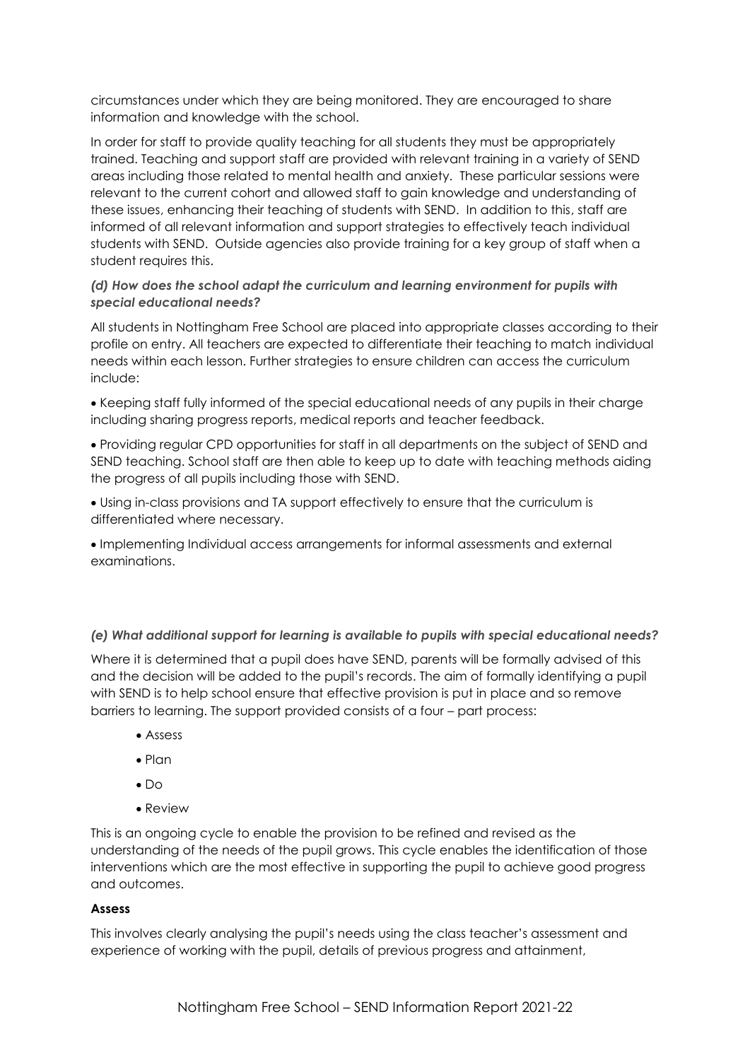circumstances under which they are being monitored. They are encouraged to share information and knowledge with the school.

In order for staff to provide quality teaching for all students they must be appropriately trained. Teaching and support staff are provided with relevant training in a variety of SEND areas including those related to mental health and anxiety. These particular sessions were relevant to the current cohort and allowed staff to gain knowledge and understanding of these issues, enhancing their teaching of students with SEND. In addition to this, staff are informed of all relevant information and support strategies to effectively teach individual students with SEND. Outside agencies also provide training for a key group of staff when a student requires this.

***(d) How does the school adapt the curriculum and learning environment for pupils with special educational needs?***

All students in Nottingham Free School are placed into appropriate classes according to their profile on entry. All teachers are expected to differentiate their teaching to match individual needs within each lesson. Further strategies to ensure children can access the curriculum include:

- Keeping staff fully informed of the special educational needs of any pupils in their charge including sharing progress reports, medical reports and teacher feedback.
- Providing regular CPD opportunities for staff in all departments on the subject of SEND and SEND teaching. School staff are then able to keep up to date with teaching methods aiding the progress of all pupils including those with SEND.
- Using in-class provisions and TA support effectively to ensure that the curriculum is differentiated where necessary.
- Implementing Individual access arrangements for informal assessments and external examinations.

***(e) What additional support for learning is available to pupils with special educational needs?***

Where it is determined that a pupil does have SEND, parents will be formally advised of this and the decision will be added to the pupil's records. The aim of formally identifying a pupil with SEND is to help school ensure that effective provision is put in place and so remove barriers to learning. The support provided consists of a four – part process:

- Assess
- Plan
- Do
- Review

This is an ongoing cycle to enable the provision to be refined and revised as the understanding of the needs of the pupil grows. This cycle enables the identification of those interventions which are the most effective in supporting the pupil to achieve good progress and outcomes.

**Assess**

This involves clearly analysing the pupil's needs using the class teacher's assessment and experience of working with the pupil, details of previous progress and attainment,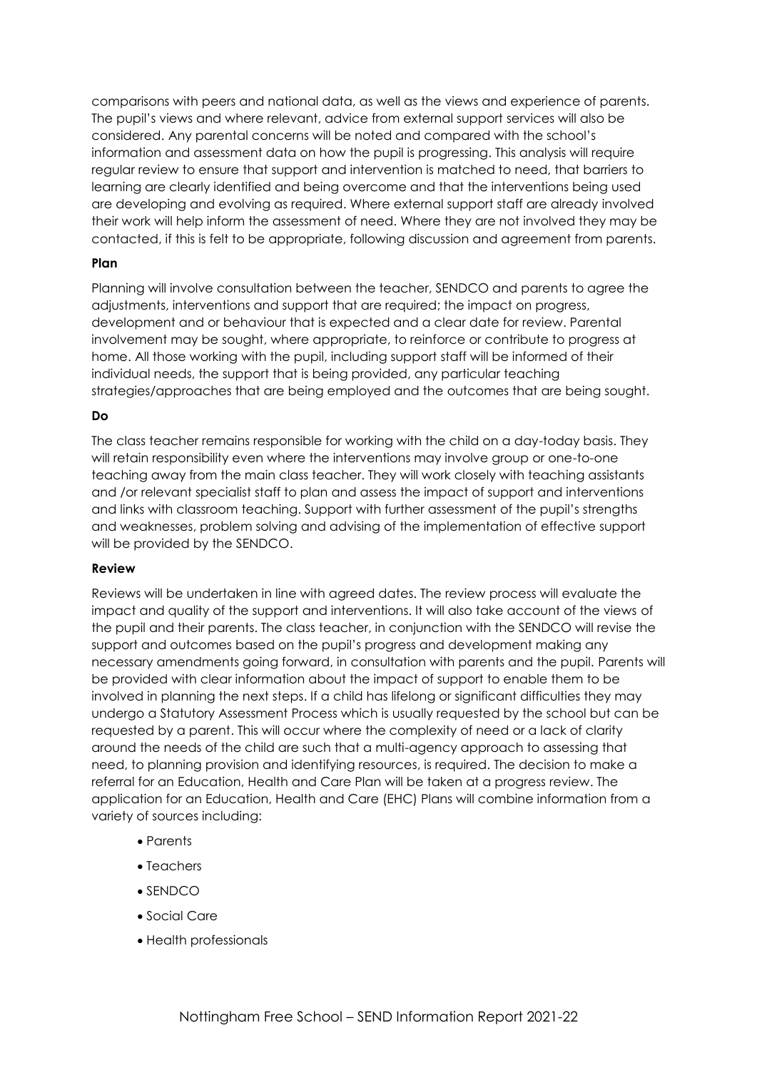comparisons with peers and national data, as well as the views and experience of parents. The pupil's views and where relevant, advice from external support services will also be considered. Any parental concerns will be noted and compared with the school's information and assessment data on how the pupil is progressing. This analysis will require regular review to ensure that support and intervention is matched to need, that barriers to learning are clearly identified and being overcome and that the interventions being used are developing and evolving as required. Where external support staff are already involved their work will help inform the assessment of need. Where they are not involved they may be contacted, if this is felt to be appropriate, following discussion and agreement from parents.

**Plan**

Planning will involve consultation between the teacher, SENDCO and parents to agree the adjustments, interventions and support that are required; the impact on progress, development and or behaviour that is expected and a clear date for review. Parental involvement may be sought, where appropriate, to reinforce or contribute to progress at home. All those working with the pupil, including support staff will be informed of their individual needs, the support that is being provided, any particular teaching strategies/approaches that are being employed and the outcomes that are being sought.

**Do**

The class teacher remains responsible for working with the child on a day-today basis. They will retain responsibility even where the interventions may involve group or one-to-one teaching away from the main class teacher. They will work closely with teaching assistants and /or relevant specialist staff to plan and assess the impact of support and interventions and links with classroom teaching. Support with further assessment of the pupil's strengths and weaknesses, problem solving and advising of the implementation of effective support will be provided by the SENDCO.

**Review**

Reviews will be undertaken in line with agreed dates. The review process will evaluate the impact and quality of the support and interventions. It will also take account of the views of the pupil and their parents. The class teacher, in conjunction with the SENDCO will revise the support and outcomes based on the pupil's progress and development making any necessary amendments going forward, in consultation with parents and the pupil. Parents will be provided with clear information about the impact of support to enable them to be involved in planning the next steps. If a child has lifelong or significant difficulties they may undergo a Statutory Assessment Process which is usually requested by the school but can be requested by a parent. This will occur where the complexity of need or a lack of clarity around the needs of the child are such that a multi-agency approach to assessing that need, to planning provision and identifying resources, is required. The decision to make a referral for an Education, Health and Care Plan will be taken at a progress review. The application for an Education, Health and Care (EHC) Plans will combine information from a variety of sources including:

- Parents
- Teachers
- SENDCO
- Social Care
- Health professionals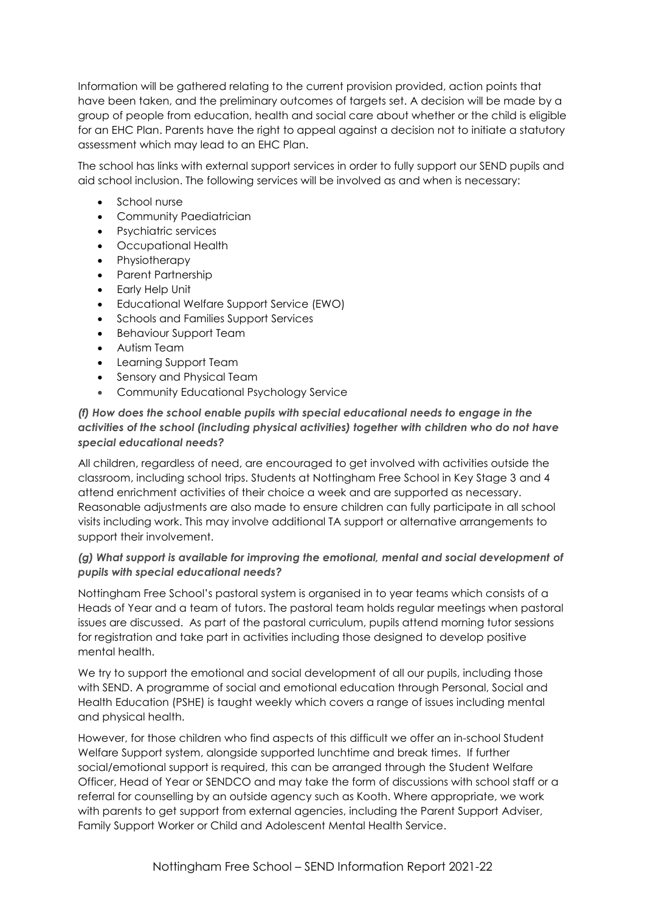Information will be gathered relating to the current provision provided, action points that have been taken, and the preliminary outcomes of targets set. A decision will be made by a group of people from education, health and social care about whether or the child is eligible for an EHC Plan. Parents have the right to appeal against a decision not to initiate a statutory assessment which may lead to an EHC Plan.

The school has links with external support services in order to fully support our SEND pupils and aid school inclusion. The following services will be involved as and when is necessary:

- School nurse
- Community Paediatrician
- Psychiatric services
- Occupational Health
- Physiotherapy
- Parent Partnership
- Early Help Unit
- Educational Welfare Support Service (EWO)
- Schools and Families Support Services
- Behaviour Support Team
- Autism Team
- Learning Support Team
- Sensory and Physical Team
- Community Educational Psychology Service

***(f) How does the school enable pupils with special educational needs to engage in the activities of the school (including physical activities) together with children who do not have special educational needs?***

All children, regardless of need, are encouraged to get involved with activities outside the classroom, including school trips. Students at Nottingham Free School in Key Stage 3 and 4 attend enrichment activities of their choice a week and are supported as necessary. Reasonable adjustments are also made to ensure children can fully participate in all school visits including work. This may involve additional TA support or alternative arrangements to support their involvement.

***(g) What support is available for improving the emotional, mental and social development of pupils with special educational needs?***

Nottingham Free School's pastoral system is organised in to year teams which consists of a Heads of Year and a team of tutors. The pastoral team holds regular meetings when pastoral issues are discussed. As part of the pastoral curriculum, pupils attend morning tutor sessions for registration and take part in activities including those designed to develop positive mental health.

We try to support the emotional and social development of all our pupils, including those with SEND. A programme of social and emotional education through Personal, Social and Health Education (PSHE) is taught weekly which covers a range of issues including mental and physical health.

However, for those children who find aspects of this difficult we offer an in-school Student Welfare Support system, alongside supported lunchtime and break times. If further social/emotional support is required, this can be arranged through the Student Welfare Officer, Head of Year or SENDCO and may take the form of discussions with school staff or a referral for counselling by an outside agency such as Kooth. Where appropriate, we work with parents to get support from external agencies, including the Parent Support Adviser, Family Support Worker or Child and Adolescent Mental Health Service.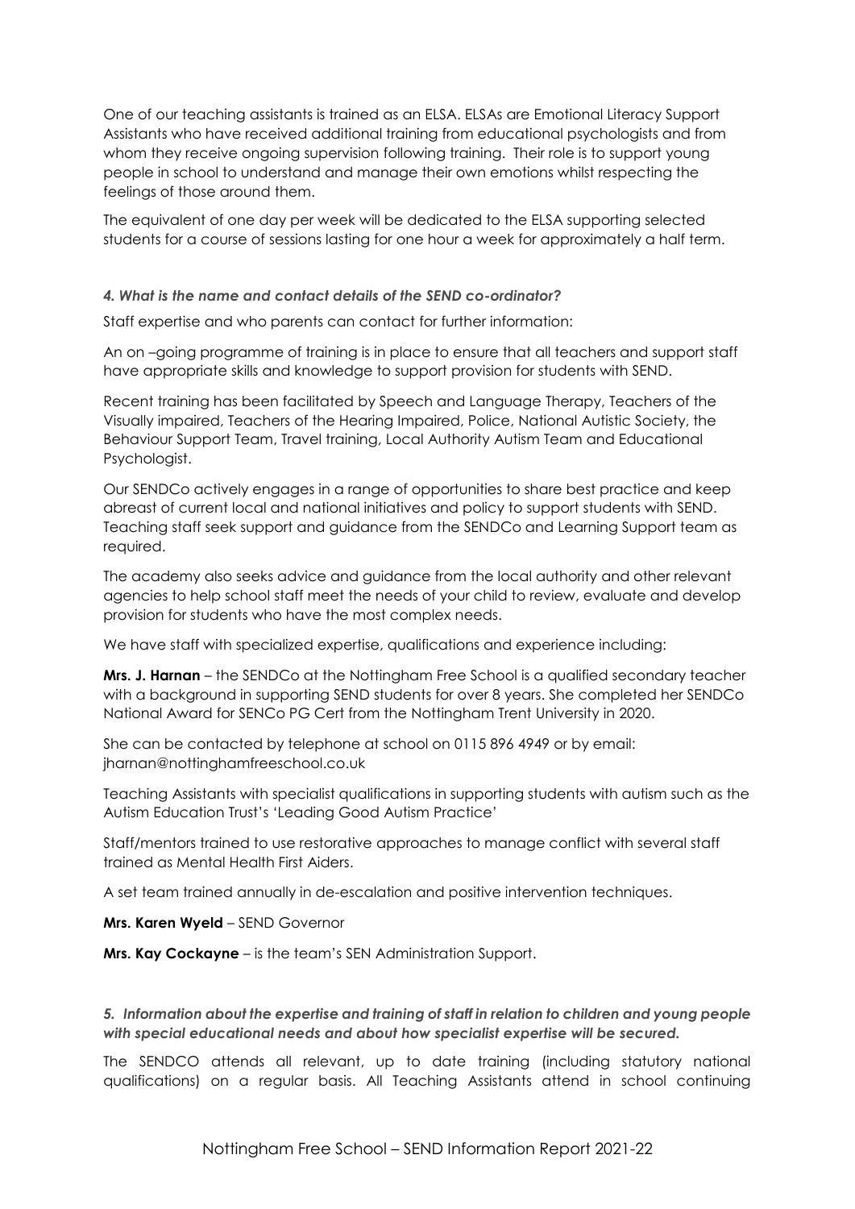One of our teaching assistants is trained as an ELSA. ELSAs are Emotional Literacy Support Assistants who have received additional training from educational psychologists and from whom they receive ongoing supervision following training. Their role is to support young people in school to understand and manage their own emotions whilst respecting the feelings of those around them.

The equivalent of one day per week will be dedicated to the ELSA supporting selected students for a course of sessions lasting for one hour a week for approximately a half term.

### *4. What is the name and contact details of the SEND co-ordinator?*

Staff expertise and who parents can contact for further information:

An on –going programme of training is in place to ensure that all teachers and support staff have appropriate skills and knowledge to support provision for students with SEND.

Recent training has been facilitated by Speech and Language Therapy, Teachers of the Visually impaired, Teachers of the Hearing Impaired, Police, National Autistic Society, the Behaviour Support Team, Travel training, Local Authority Autism Team and Educational Psychologist.

Our SENDCo actively engages in a range of opportunities to share best practice and keep abreast of current local and national initiatives and policy to support students with SEND. Teaching staff seek support and guidance from the SENDCo and Learning Support team as required.

The academy also seeks advice and guidance from the local authority and other relevant agencies to help school staff meet the needs of your child to review, evaluate and develop provision for students who have the most complex needs.

We have staff with specialized expertise, qualifications and experience including:

**Mrs. J. Harnan** – the SENDCo at the Nottingham Free School is a qualified secondary teacher with a background in supporting SEND students for over 8 years. She completed her SENDCo National Award for SENCo PG Cert from the Nottingham Trent University in 2020.

She can be contacted by telephone at school on 0115 896 4949 or by email: jharnan@nottinghamfreeschool.co.uk

Teaching Assistants with specialist qualifications in supporting students with autism such as the Autism Education Trust's 'Leading Good Autism Practice'

Staff/mentors trained to use restorative approaches to manage conflict with several staff trained as Mental Health First Aiders.

A set team trained annually in de-escalation and positive intervention techniques.

**Mrs. Karen Wyeld** – SEND Governor

**Mrs. Kay Cockayne** – is the team's SEN Administration Support.

### *5. Information about the expertise and training of staff in relation to children and young people with special educational needs and about how specialist expertise will be secured.*

The SENDCO attends all relevant, up to date training (including statutory national qualifications) on a regular basis. All Teaching Assistants attend in school continuing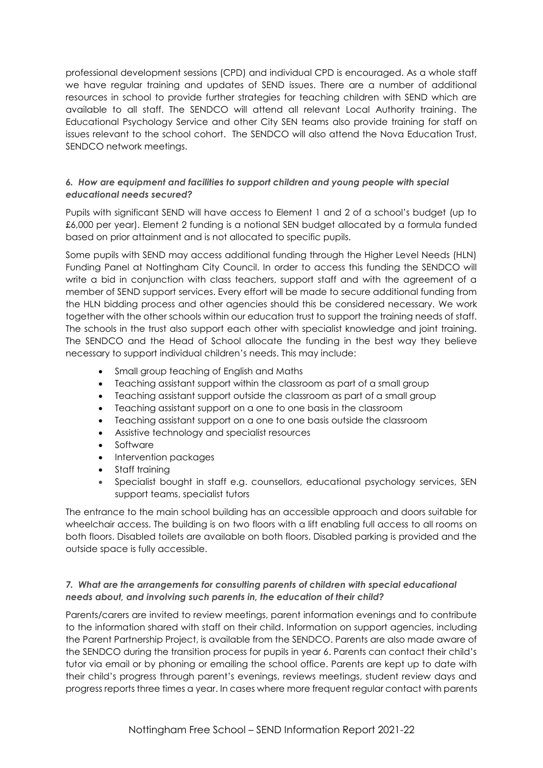professional development sessions (CPD) and individual CPD is encouraged. As a whole staff we have regular training and updates of SEND issues. There are a number of additional resources in school to provide further strategies for teaching children with SEND which are available to all staff. The SENDCO will attend all relevant Local Authority training. The Educational Psychology Service and other City SEN teams also provide training for staff on issues relevant to the school cohort. The SENDCO will also attend the Nova Education Trust, SENDCO network meetings.

### *6. How are equipment and facilities to support children and young people with special educational needs secured?*

Pupils with significant SEND will have access to Element 1 and 2 of a school's budget (up to £6,000 per year). Element 2 funding is a notional SEN budget allocated by a formula funded based on prior attainment and is not allocated to specific pupils.

Some pupils with SEND may access additional funding through the Higher Level Needs (HLN) Funding Panel at Nottingham City Council. In order to access this funding the SENDCO will write a bid in conjunction with class teachers, support staff and with the agreement of a member of SEND support services. Every effort will be made to secure additional funding from the HLN bidding process and other agencies should this be considered necessary. We work together with the other schools within our education trust to support the training needs of staff. The schools in the trust also support each other with specialist knowledge and joint training. The SENDCO and the Head of School allocate the funding in the best way they believe necessary to support individual children's needs. This may include:

- Small group teaching of English and Maths
- Teaching assistant support within the classroom as part of a small group
- Teaching assistant support outside the classroom as part of a small group
- Teaching assistant support on a one to one basis in the classroom
- Teaching assistant support on a one to one basis outside the classroom
- Assistive technology and specialist resources
- Software
- Intervention packages
- Staff training
- Specialist bought in staff e.g. counsellors, educational psychology services, SEN support teams, specialist tutors

The entrance to the main school building has an accessible approach and doors suitable for wheelchair access. The building is on two floors with a lift enabling full access to all rooms on both floors. Disabled toilets are available on both floors. Disabled parking is provided and the outside space is fully accessible.

### *7. What are the arrangements for consulting parents of children with special educational needs about, and involving such parents in, the education of their child?*

Parents/carers are invited to review meetings, parent information evenings and to contribute to the information shared with staff on their child. Information on support agencies, including the Parent Partnership Project, is available from the SENDCO. Parents are also made aware of the SENDCO during the transition process for pupils in year 6. Parents can contact their child's tutor via email or by phoning or emailing the school office. Parents are kept up to date with their child's progress through parent's evenings, reviews meetings, student review days and progress reports three times a year. In cases where more frequent regular contact with parents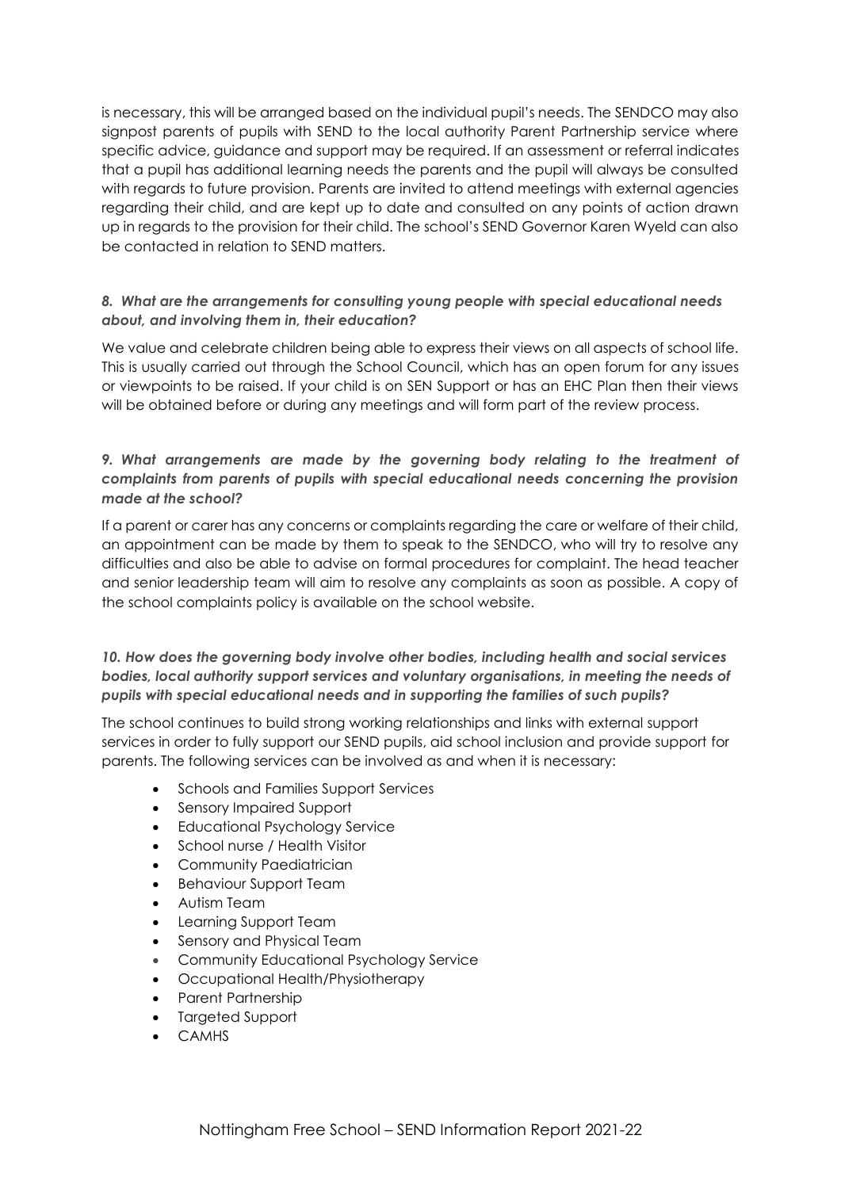is necessary, this will be arranged based on the individual pupil's needs. The SENDCO may also signpost parents of pupils with SEND to the local authority Parent Partnership service where specific advice, guidance and support may be required. If an assessment or referral indicates that a pupil has additional learning needs the parents and the pupil will always be consulted with regards to future provision. Parents are invited to attend meetings with external agencies regarding their child, and are kept up to date and consulted on any points of action drawn up in regards to the provision for their child. The school's SEND Governor Karen Wyeld can also be contacted in relation to SEND matters.

### *8. What are the arrangements for consulting young people with special educational needs about, and involving them in, their education?*

We value and celebrate children being able to express their views on all aspects of school life. This is usually carried out through the School Council, which has an open forum for any issues or viewpoints to be raised. If your child is on SEN Support or has an EHC Plan then their views will be obtained before or during any meetings and will form part of the review process.

### *9. What arrangements are made by the governing body relating to the treatment of complaints from parents of pupils with special educational needs concerning the provision made at the school?*

If a parent or carer has any concerns or complaints regarding the care or welfare of their child, an appointment can be made by them to speak to the SENDCO, who will try to resolve any difficulties and also be able to advise on formal procedures for complaint. The head teacher and senior leadership team will aim to resolve any complaints as soon as possible. A copy of the school complaints policy is available on the school website.

### *10. How does the governing body involve other bodies, including health and social services bodies, local authority support services and voluntary organisations, in meeting the needs of pupils with special educational needs and in supporting the families of such pupils?*

The school continues to build strong working relationships and links with external support services in order to fully support our SEND pupils, aid school inclusion and provide support for parents. The following services can be involved as and when it is necessary:

- Schools and Families Support Services
- Sensory Impaired Support
- Educational Psychology Service
- School nurse / Health Visitor
- Community Paediatrician
- Behaviour Support Team
- Autism Team
- Learning Support Team
- Sensory and Physical Team
- Community Educational Psychology Service
- Occupational Health/Physiotherapy
- Parent Partnership
- Targeted Support
- CAMHS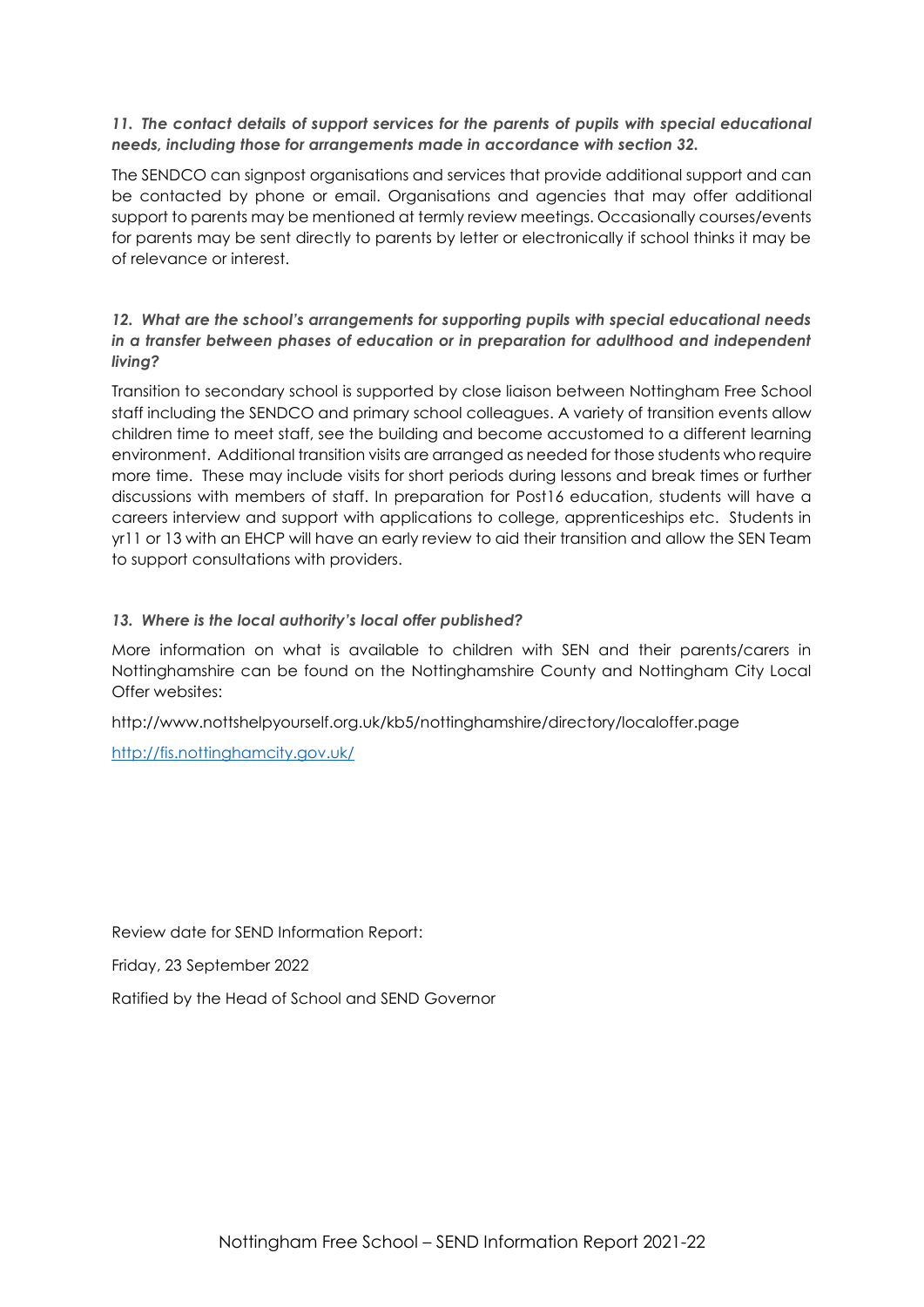***11. The contact details of support services for the parents of pupils with special educational needs, including those for arrangements made in accordance with section 32.***

The SENDCO can signpost organisations and services that provide additional support and can be contacted by phone or email. Organisations and agencies that may offer additional support to parents may be mentioned at termly review meetings. Occasionally courses/events for parents may be sent directly to parents by letter or electronically if school thinks it may be of relevance or interest.

***12. What are the school's arrangements for supporting pupils with special educational needs in a transfer between phases of education or in preparation for adulthood and independent living?***

Transition to secondary school is supported by close liaison between Nottingham Free School staff including the SENDCO and primary school colleagues. A variety of transition events allow children time to meet staff, see the building and become accustomed to a different learning environment. Additional transition visits are arranged as needed for those students who require more time. These may include visits for short periods during lessons and break times or further discussions with members of staff. In preparation for Post16 education, students will have a careers interview and support with applications to college, apprenticeships etc. Students in yr11 or 13 with an EHCP will have an early review to aid their transition and allow the SEN Team to support consultations with providers.

***13. Where is the local authority's local offer published?***

More information on what is available to children with SEN and their parents/carers in Nottinghamshire can be found on the Nottinghamshire County and Nottingham City Local Offer websites:

http://www.nottshelpyourself.org.uk/kb5/nottinghamshire/directory/localoffer.page

http://fis.nottinghamcity.gov.uk/

Review date for SEND Information Report:

Friday, 23 September 2022

Ratified by the Head of School and SEND Governor